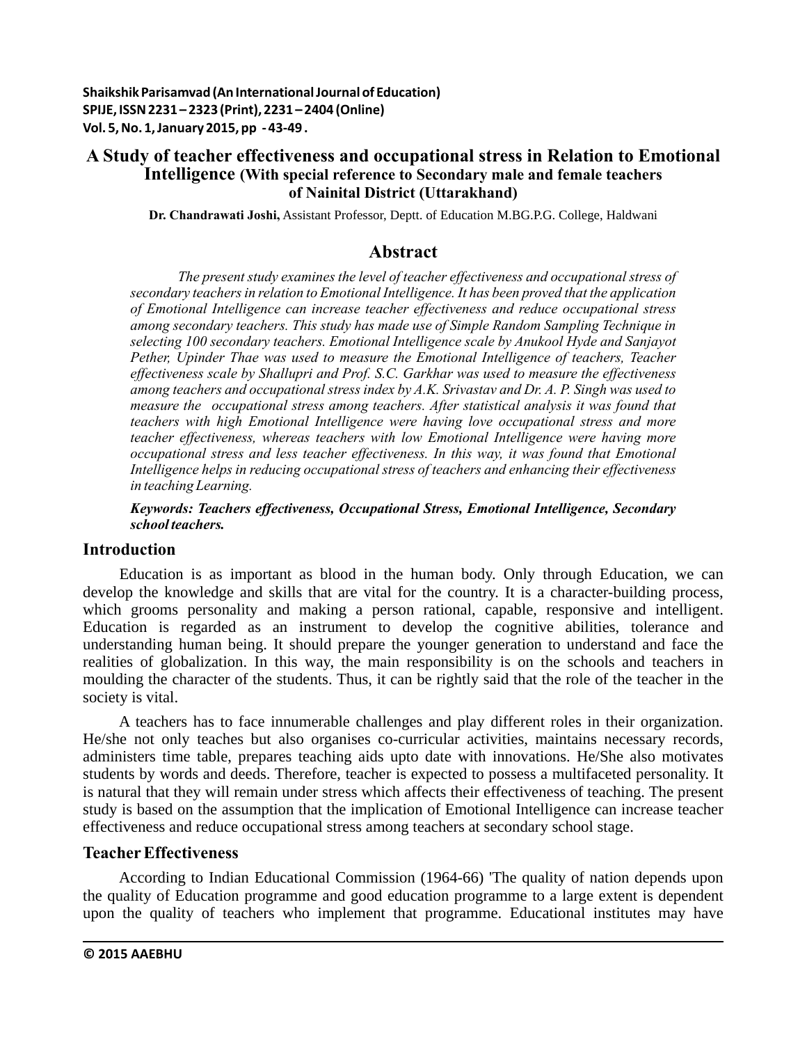# A Study of teacher effectiveness and occupational stress in Relation to Emotional Intelligence (With special reference to Secondary male and female teachers of Nainital District (Uttarakhand)

**Dr. Chandrawati Joshi,** Assistant Professor, Deptt. of Education M.BG.P.G. College, Haldwani

## Abstract

*The present study examines the level of teacher effectiveness and occupational stress of secondary teachers in relation to Emotional Intelligence. It has been proved that the application of Emotional Intelligence can increase teacher effectiveness and reduce occupational stress among secondary teachers. This study has made use of Simple Random Sampling Technique in selecting 100 secondary teachers. Emotional Intelligence scale by Anukool Hyde and Sanjayot Pether, Upinder Thae was used to measure the Emotional Intelligence of teachers, Teacher effectiveness scale by Shallupri and Prof. S.C. Garkhar was used to measure the effectiveness among teachers and occupational stress index by A.K. Srivastav and Dr. A. P. Singh was used to measure the occupational stress among teachers. After statistical analysis it was found that teachers with high Emotional Intelligence were having love occupational stress and more teacher effectiveness, whereas teachers with low Emotional Intelligence were having more occupational stress and less teacher effectiveness. In this way, it was found that Emotional Intelligence helps in reducing occupational stress of teachers and enhancing their effectiveness in teaching Learning.*

***Keywords: Teachers effectiveness, Occupational Stress, Emotional Intelligence, Secondary school teachers.***

## Introduction

Education is as important as blood in the human body. Only through Education, we can develop the knowledge and skills that are vital for the country. It is a character-building process, which grooms personality and making a person rational, capable, responsive and intelligent. Education is regarded as an instrument to develop the cognitive abilities, tolerance and understanding human being. It should prepare the younger generation to understand and face the realities of globalization. In this way, the main responsibility is on the schools and teachers in moulding the character of the students. Thus, it can be rightly said that the role of the teacher in the society is vital.

A teachers has to face innumerable challenges and play different roles in their organization. He/she not only teaches but also organises co-curricular activities, maintains necessary records, administers time table, prepares teaching aids upto date with innovations. He/She also motivates students by words and deeds. Therefore, teacher is expected to possess a multifaceted personality. It is natural that they will remain under stress which affects their effectiveness of teaching. The present study is based on the assumption that the implication of Emotional Intelligence can increase teacher effectiveness and reduce occupational stress among teachers at secondary school stage.

## Teacher Effectiveness

According to Indian Educational Commission (1964-66) 'The quality of nation depends upon the quality of Education programme and good education programme to a large extent is dependent upon the quality of teachers who implement that programme. Educational institutes may have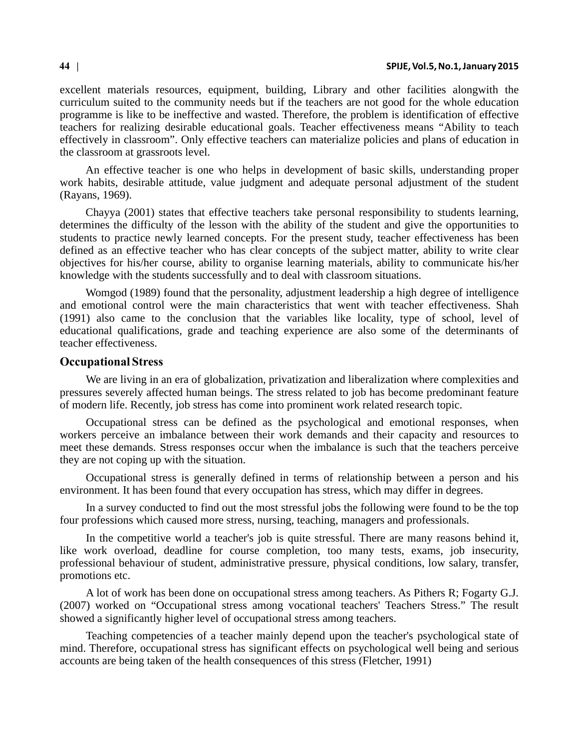excellent materials resources, equipment, building, Library and other facilities alongwith the curriculum suited to the community needs but if the teachers are not good for the whole education programme is like to be ineffective and wasted. Therefore, the problem is identification of effective teachers for realizing desirable educational goals. Teacher effectiveness means "Ability to teach effectively in classroom". Only effective teachers can materialize policies and plans of education in the classroom at grassroots level.

An effective teacher is one who helps in development of basic skills, understanding proper work habits, desirable attitude, value judgment and adequate personal adjustment of the student (Rayans, 1969).

Chayya (2001) states that effective teachers take personal responsibility to students learning, determines the difficulty of the lesson with the ability of the student and give the opportunities to students to practice newly learned concepts. For the present study, teacher effectiveness has been defined as an effective teacher who has clear concepts of the subject matter, ability to write clear objectives for his/her course, ability to organise learning materials, ability to communicate his/her knowledge with the students successfully and to deal with classroom situations.

Womgod (1989) found that the personality, adjustment leadership a high degree of intelligence and emotional control were the main characteristics that went with teacher effectiveness. Shah (1991) also came to the conclusion that the variables like locality, type of school, level of educational qualifications, grade and teaching experience are also some of the determinants of teacher effectiveness.

## Occupational Stress

We are living in an era of globalization, privatization and liberalization where complexities and pressures severely affected human beings. The stress related to job has become predominant feature of modern life. Recently, job stress has come into prominent work related research topic.

Occupational stress can be defined as the psychological and emotional responses, when workers perceive an imbalance between their work demands and their capacity and resources to meet these demands. Stress responses occur when the imbalance is such that the teachers perceive they are not coping up with the situation.

Occupational stress is generally defined in terms of relationship between a person and his environment. It has been found that every occupation has stress, which may differ in degrees.

In a survey conducted to find out the most stressful jobs the following were found to be the top four professions which caused more stress, nursing, teaching, managers and professionals.

In the competitive world a teacher's job is quite stressful. There are many reasons behind it, like work overload, deadline for course completion, too many tests, exams, job insecurity, professional behaviour of student, administrative pressure, physical conditions, low salary, transfer, promotions etc.

A lot of work has been done on occupational stress among teachers. As Pithers R; Fogarty G.J. (2007) worked on "Occupational stress among vocational teachers' Teachers Stress." The result showed a significantly higher level of occupational stress among teachers.

Teaching competencies of a teacher mainly depend upon the teacher's psychological state of mind. Therefore, occupational stress has significant effects on psychological well being and serious accounts are being taken of the health consequences of this stress (Fletcher, 1991)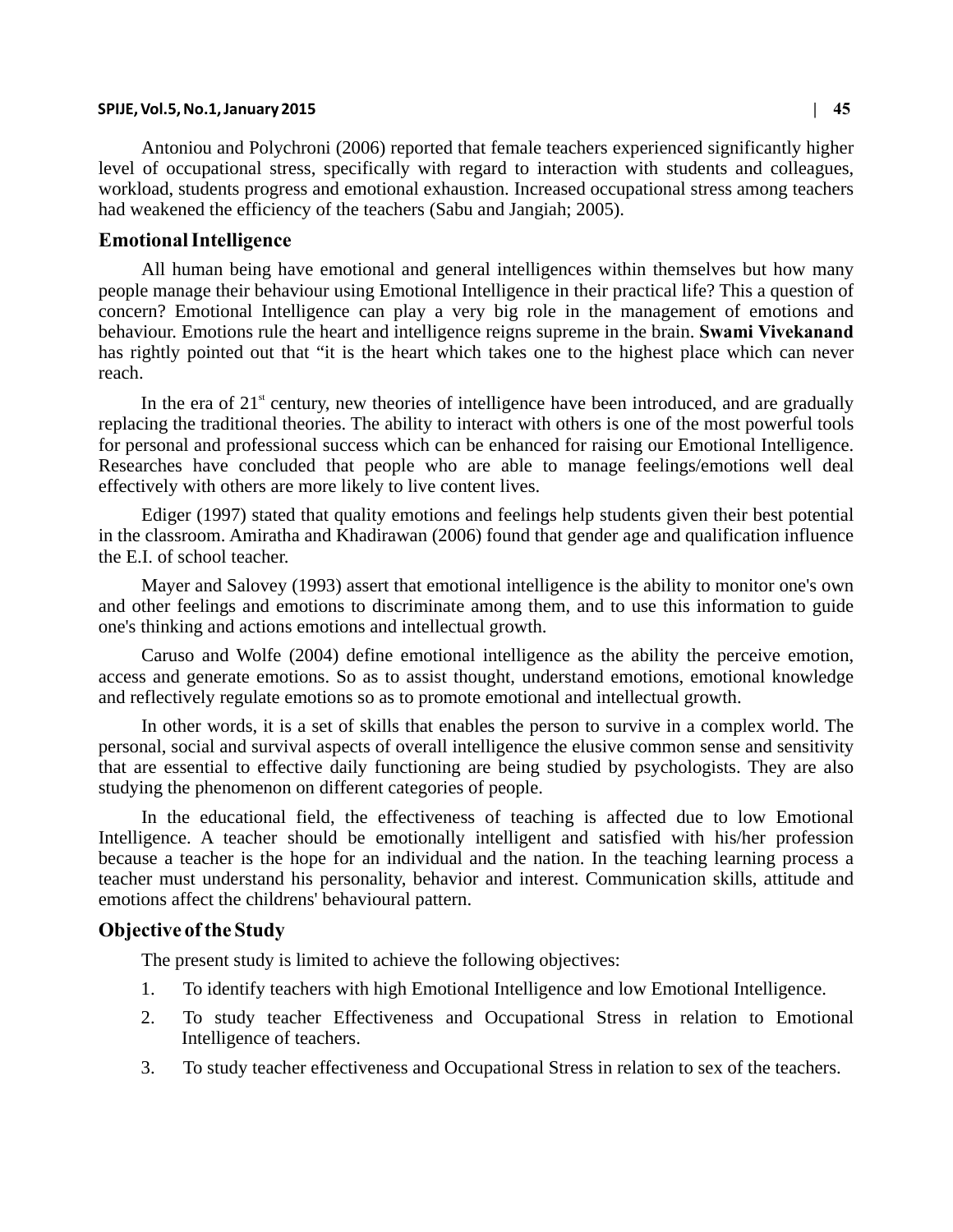Antoniou and Polychroni (2006) reported that female teachers experienced significantly higher level of occupational stress, specifically with regard to interaction with students and colleagues, workload, students progress and emotional exhaustion. Increased occupational stress among teachers had weakened the efficiency of the teachers (Sabu and Jangiah; 2005).

## Emotional Intelligence

All human being have emotional and general intelligences within themselves but how many people manage their behaviour using Emotional Intelligence in their practical life? This a question of concern? Emotional Intelligence can play a very big role in the management of emotions and behaviour. Emotions rule the heart and intelligence reigns supreme in the brain. **Swami Vivekanand** has rightly pointed out that "it is the heart which takes one to the highest place which can never reach.

In the era of 21st century, new theories of intelligence have been introduced, and are gradually replacing the traditional theories. The ability to interact with others is one of the most powerful tools for personal and professional success which can be enhanced for raising our Emotional Intelligence. Researches have concluded that people who are able to manage feelings/emotions well deal effectively with others are more likely to live content lives.

Ediger (1997) stated that quality emotions and feelings help students given their best potential in the classroom. Amiratha and Khadirawan (2006) found that gender age and qualification influence the E.I. of school teacher.

Mayer and Salovey (1993) assert that emotional intelligence is the ability to monitor one's own and other feelings and emotions to discriminate among them, and to use this information to guide one's thinking and actions emotions and intellectual growth.

Caruso and Wolfe (2004) define emotional intelligence as the ability the perceive emotion, access and generate emotions. So as to assist thought, understand emotions, emotional knowledge and reflectively regulate emotions so as to promote emotional and intellectual growth.

In other words, it is a set of skills that enables the person to survive in a complex world. The personal, social and survival aspects of overall intelligence the elusive common sense and sensitivity that are essential to effective daily functioning are being studied by psychologists. They are also studying the phenomenon on different categories of people.

In the educational field, the effectiveness of teaching is affected due to low Emotional Intelligence. A teacher should be emotionally intelligent and satisfied with his/her profession because a teacher is the hope for an individual and the nation. In the teaching learning process a teacher must understand his personality, behavior and interest. Communication skills, attitude and emotions affect the childrens' behavioural pattern.

## Objective of the Study

The present study is limited to achieve the following objectives:

1. To identify teachers with high Emotional Intelligence and low Emotional Intelligence.
2. To study teacher Effectiveness and Occupational Stress in relation to Emotional Intelligence of teachers.
3. To study teacher effectiveness and Occupational Stress in relation to sex of the teachers.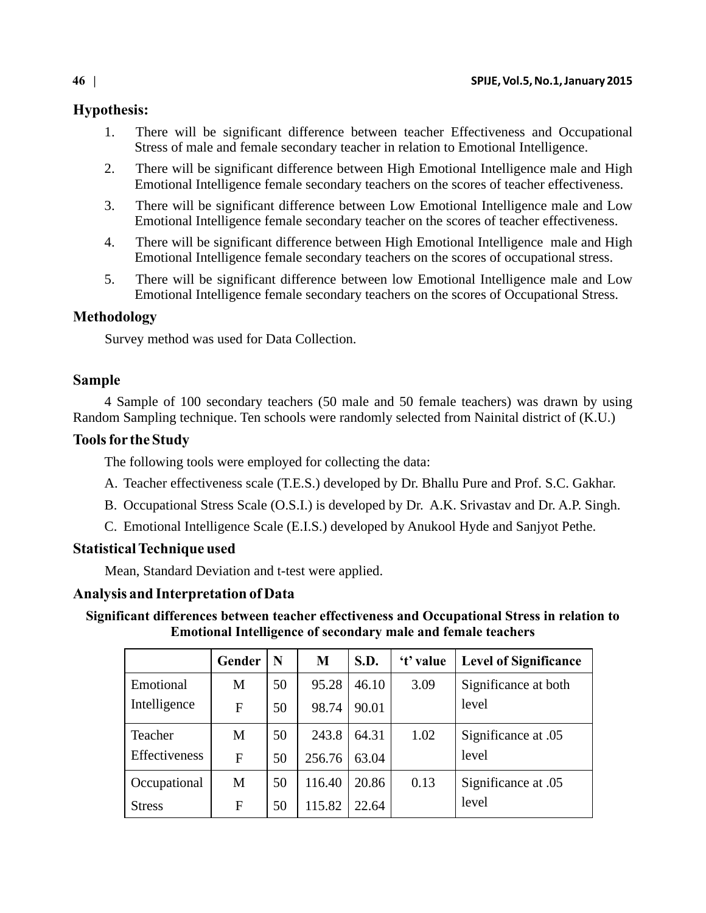## Hypothesis:

1. There will be significant difference between teacher Effectiveness and Occupational Stress of male and female secondary teacher in relation to Emotional Intelligence.
2. There will be significant difference between High Emotional Intelligence male and High Emotional Intelligence female secondary teachers on the scores of teacher effectiveness.
3. There will be significant difference between Low Emotional Intelligence male and Low Emotional Intelligence female secondary teacher on the scores of teacher effectiveness.
4. There will be significant difference between High Emotional Intelligence male and High Emotional Intelligence female secondary teachers on the scores of occupational stress.
5. There will be significant difference between low Emotional Intelligence male and Low Emotional Intelligence female secondary teachers on the scores of Occupational Stress.

## Methodology

Survey method was used for Data Collection.

## Sample

4 Sample of 100 secondary teachers (50 male and 50 female teachers) was drawn by using Random Sampling technique. Ten schools were randomly selected from Nainital district of (K.U.)

## Tools for the Study

The following tools were employed for collecting the data:

A. Teacher effectiveness scale (T.E.S.) developed by Dr. Bhallu Pure and Prof. S.C. Gakhar.

B. Occupational Stress Scale (O.S.I.) is developed by Dr. A.K. Srivastav and Dr. A.P. Singh.

C. Emotional Intelligence Scale (E.I.S.) developed by Anukool Hyde and Sanjyot Pethe.

## Statistical Technique used

Mean, Standard Deviation and t-test were applied.

## Analysis and Interpretation of Data

**Significant differences between teacher effectiveness and Occupational Stress in relation to Emotional Intelligence of secondary male and female teachers**

| | Gender | N | M | S.D. | 't' value | Level of Significance |
|---|---|---|---|---|---|---|
| Emotional Intelligence | M | 50 | 95.28 | 46.10 | 3.09 | Significance at both level |
| | F | 50 | 98.74 | 90.01 | | |
| Teacher Effectiveness | M | 50 | 243.8 | 64.31 | 1.02 | Significance at .05 level |
| | F | 50 | 256.76 | 63.04 | | |
| Occupational Stress | M | 50 | 116.40 | 20.86 | 0.13 | Significance at .05 level |
| | F | 50 | 115.82 | 22.64 | | |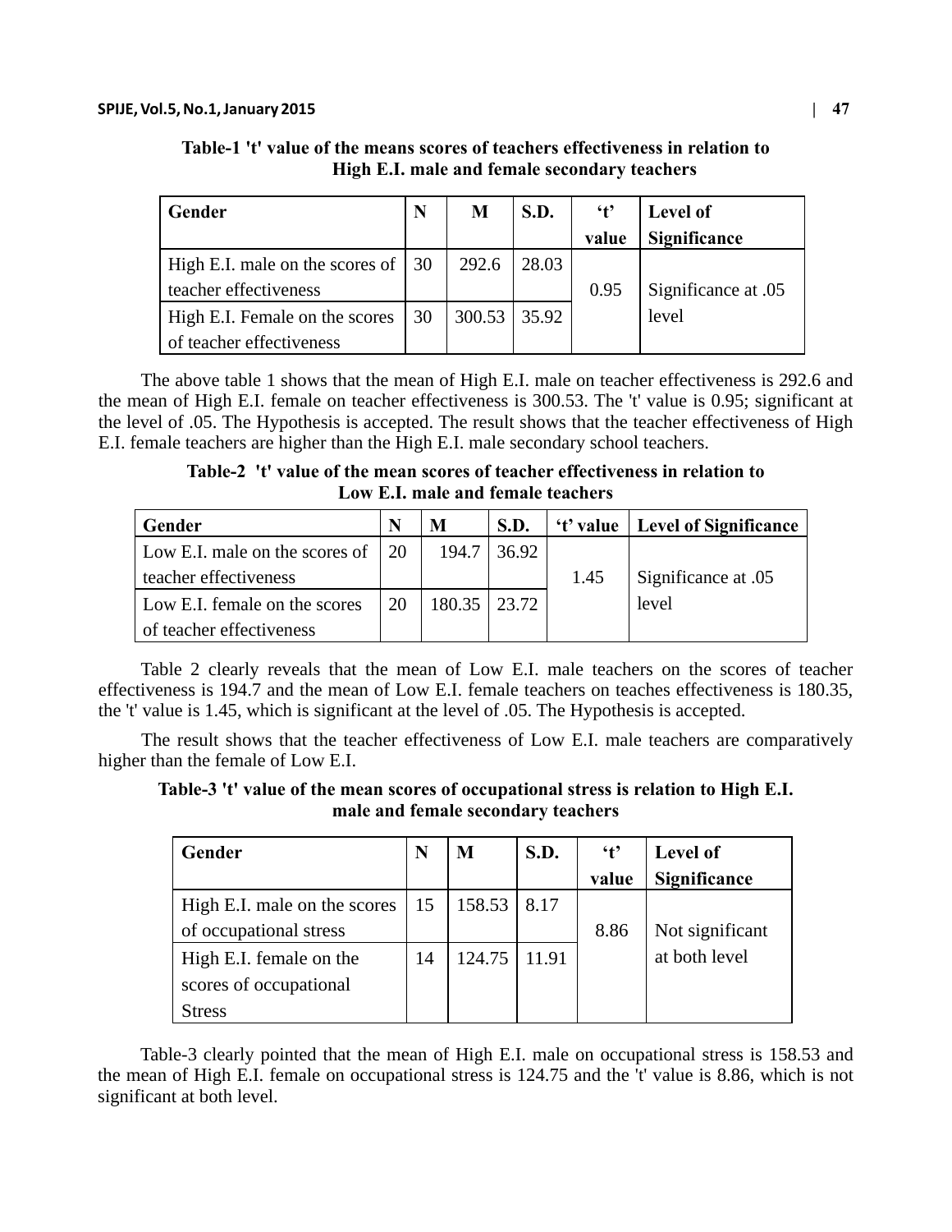**Table-1 't' value of the means scores of teachers effectiveness in relation to High E.I. male and female secondary teachers**

| Gender | N | M | S.D. | 't' value | Level of Significance |
|---|---|---|---|---|---|
| High E.I. male on the scores of teacher effectiveness | 30 | 292.6 | 28.03 | 0.95 | Significance at .05 level |
| High E.I. Female on the scores of teacher effectiveness | 30 | 300.53 | 35.92 | | |

The above table 1 shows that the mean of High E.I. male on teacher effectiveness is 292.6 and the mean of High E.I. female on teacher effectiveness is 300.53. The 't' value is 0.95; significant at the level of .05. The Hypothesis is accepted. The result shows that the teacher effectiveness of High E.I. female teachers are higher than the High E.I. male secondary school teachers.

**Table-2 't' value of the mean scores of teacher effectiveness in relation to Low E.I. male and female teachers**

| Gender | N | M | S.D. | 't' value | Level of Significance |
|---|---|---|---|---|---|
| Low E.I. male on the scores of teacher effectiveness | 20 | 194.7 | 36.92 | 1.45 | Significance at .05 level |
| Low E.I. female on the scores of teacher effectiveness | 20 | 180.35 | 23.72 | | |

Table 2 clearly reveals that the mean of Low E.I. male teachers on the scores of teacher effectiveness is 194.7 and the mean of Low E.I. female teachers on teaches effectiveness is 180.35, the 't' value is 1.45, which is significant at the level of .05. The Hypothesis is accepted.

The result shows that the teacher effectiveness of Low E.I. male teachers are comparatively higher than the female of Low E.I.

**Table-3 't' value of the mean scores of occupational stress is relation to High E.I. male and female secondary teachers**

| Gender | N | M | S.D. | 't' value | Level of Significance |
|---|---|---|---|---|---|
| High E.I. male on the scores of occupational stress | 15 | 158.53 | 8.17 | 8.86 | Not significant at both level |
| High E.I. female on the scores of occupational Stress | 14 | 124.75 | 11.91 | | |

Table-3 clearly pointed that the mean of High E.I. male on occupational stress is 158.53 and the mean of High E.I. female on occupational stress is 124.75 and the 't' value is 8.86, which is not significant at both level.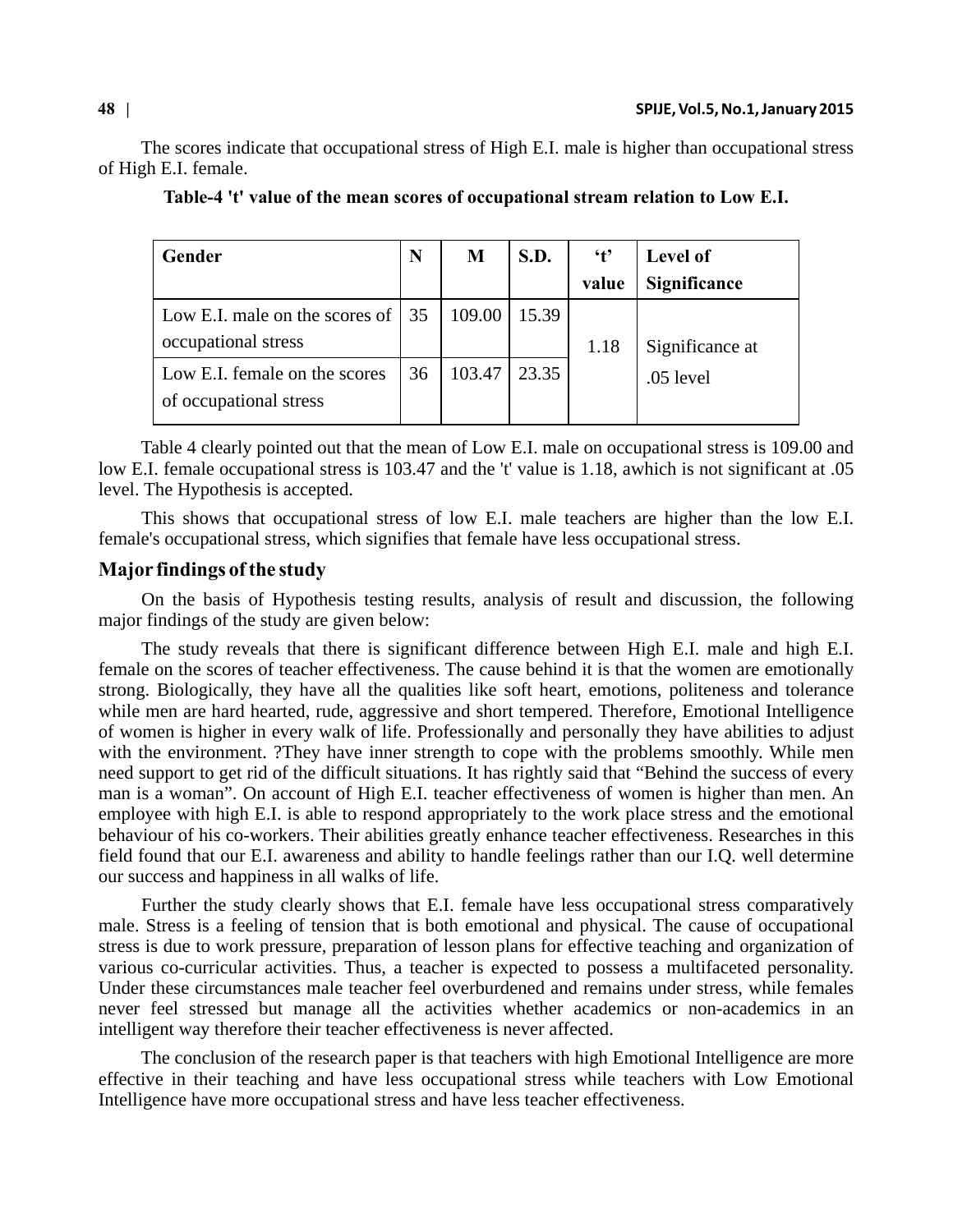The scores indicate that occupational stress of High E.I. male is higher than occupational stress of High E.I. female.

**Table-4 't' value of the mean scores of occupational stream relation to Low E.I.**

| Gender | N | M | S.D. | 't' value | Level of Significance |
|---|---|---|---|---|---|
| Low E.I. male on the scores of occupational stress | 35 | 109.00 | 15.39 | 1.18 | Significance at .05 level |
| Low E.I. female on the scores of occupational stress | 36 | 103.47 | 23.35 | | |

Table 4 clearly pointed out that the mean of Low E.I. male on occupational stress is 109.00 and low E.I. female occupational stress is 103.47 and the 't' value is 1.18, awhich is not significant at .05 level. The Hypothesis is accepted.

This shows that occupational stress of low E.I. male teachers are higher than the low E.I. female's occupational stress, which signifies that female have less occupational stress.

## Major findings of the study

On the basis of Hypothesis testing results, analysis of result and discussion, the following major findings of the study are given below:

The study reveals that there is significant difference between High E.I. male and high E.I. female on the scores of teacher effectiveness. The cause behind it is that the women are emotionally strong. Biologically, they have all the qualities like soft heart, emotions, politeness and tolerance while men are hard hearted, rude, aggressive and short tempered. Therefore, Emotional Intelligence of women is higher in every walk of life. Professionally and personally they have abilities to adjust with the environment. ?They have inner strength to cope with the problems smoothly. While men need support to get rid of the difficult situations. It has rightly said that "Behind the success of every man is a woman". On account of High E.I. teacher effectiveness of women is higher than men. An employee with high E.I. is able to respond appropriately to the work place stress and the emotional behaviour of his co-workers. Their abilities greatly enhance teacher effectiveness. Researches in this field found that our E.I. awareness and ability to handle feelings rather than our I.Q. well determine our success and happiness in all walks of life.

Further the study clearly shows that E.I. female have less occupational stress comparatively male. Stress is a feeling of tension that is both emotional and physical. The cause of occupational stress is due to work pressure, preparation of lesson plans for effective teaching and organization of various co-curricular activities. Thus, a teacher is expected to possess a multifaceted personality. Under these circumstances male teacher feel overburdened and remains under stress, while females never feel stressed but manage all the activities whether academics or non-academics in an intelligent way therefore their teacher effectiveness is never affected.

The conclusion of the research paper is that teachers with high Emotional Intelligence are more effective in their teaching and have less occupational stress while teachers with Low Emotional Intelligence have more occupational stress and have less teacher effectiveness.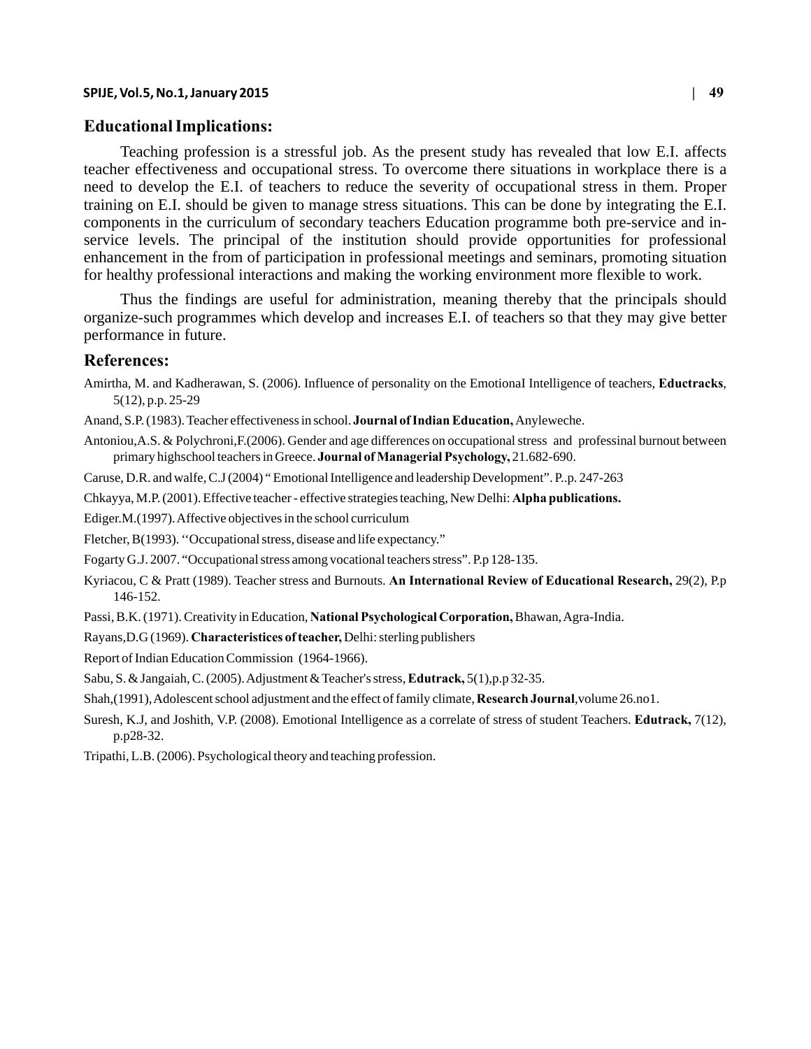## Educational Implications:

Teaching profession is a stressful job. As the present study has revealed that low E.I. affects teacher effectiveness and occupational stress. To overcome there situations in workplace there is a need to develop the E.I. of teachers to reduce the severity of occupational stress in them. Proper training on E.I. should be given to manage stress situations. This can be done by integrating the E.I. components in the curriculum of secondary teachers Education programme both pre-service and in-service levels. The principal of the institution should provide opportunities for professional enhancement in the from of participation in professional meetings and seminars, promoting situation for healthy professional interactions and making the working environment more flexible to work.

Thus the findings are useful for administration, meaning thereby that the principals should organize-such programmes which develop and increases E.I. of teachers so that they may give better performance in future.

## References:

Amirtha, M. and Kadherawan, S. (2006). Influence of personality on the EmotionaI Intelligence of teachers, **Eductracks**, 5(12), p.p. 25-29

Anand, S.P. (1983). Teacher effectiveness in school. **Journal of Indian Education,** Anyleweche.

Antoniou,A.S. & Polychroni,F.(2006). Gender and age differences on occupational stress and professinal burnout between primary highschool teachers in Greece. **Journal of Managerial Psychology,** 21.682-690.

Caruse, D.R. and walfe, C.J (2004) " Emotional Intelligence and leadership Development". P..p. 247-263

Chkayya, M.P. (2001). Effective teacher - effective strategies teaching, New Delhi: **Alpha publications.**

Ediger.M.(1997). Affective objectives in the school curriculum

Fletcher, B(1993). ''Occupational stress, disease and life expectancy."

Fogarty G.J. 2007. "Occupational stress among vocational teachers stress". P.p 128-135.

Kyriacou, C & Pratt (1989). Teacher stress and Burnouts. **An International Review of Educational Research,** 29(2), P.p 146-152.

Passi, B.K. (1971). Creativity in Education, **National Psychological Corporation,** Bhawan, Agra-India.

Rayans,D.G (1969). **Characteristices of teacher,** Delhi: sterling publishers

Report of Indian Education Commission (1964-1966).

Sabu, S. & Jangaiah, C. (2005). Adjustment & Teacher's stress, **Edutrack,** 5(1),p.p 32-35.

Shah,(1991), Adolescent school adjustment and the effect of family climate, **Research Journal**,volume 26.no1.

Suresh, K.J, and Joshith, V.P. (2008). Emotional Intelligence as a correlate of stress of student Teachers. **Edutrack,** 7(12), p.p28-32.

Tripathi, L.B. (2006). Psychological theory and teaching profession.